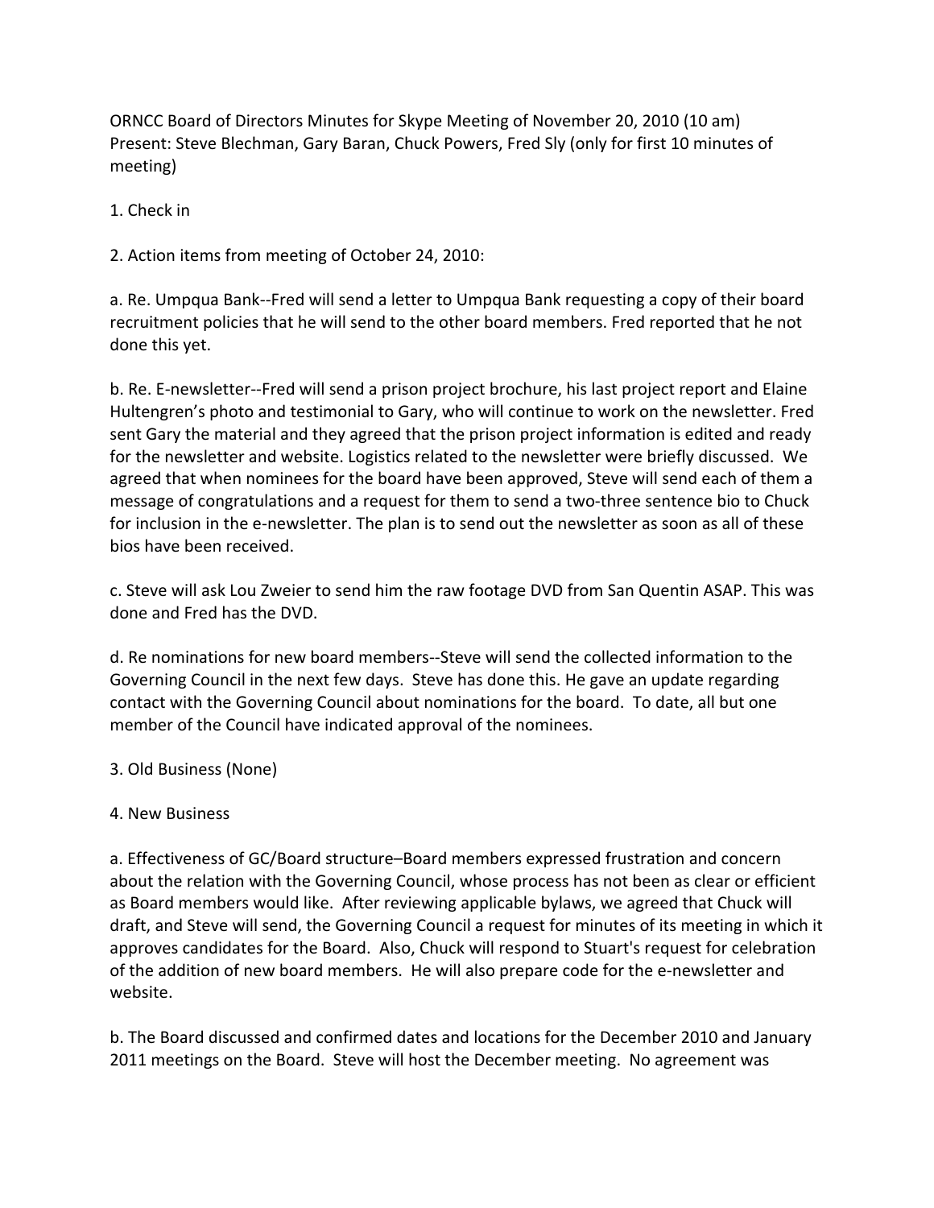ORNCC Board of Directors Minutes for Skype Meeting of November 20, 2010 (10 am)
Present: Steve Blechman, Gary Baran, Chuck Powers, Fred Sly (only for first 10 minutes of meeting)

1. Check in

2. Action items from meeting of October 24, 2010:

a. Re. Umpqua Bank--Fred will send a letter to Umpqua Bank requesting a copy of their board recruitment policies that he will send to the other board members. Fred reported that he not done this yet.

b. Re. E-newsletter--Fred will send a prison project brochure, his last project report and Elaine Hultengren's photo and testimonial to Gary, who will continue to work on the newsletter. Fred sent Gary the material and they agreed that the prison project information is edited and ready for the newsletter and website. Logistics related to the newsletter were briefly discussed. We agreed that when nominees for the board have been approved, Steve will send each of them a message of congratulations and a request for them to send a two-three sentence bio to Chuck for inclusion in the e-newsletter. The plan is to send out the newsletter as soon as all of these bios have been received.

c. Steve will ask Lou Zweier to send him the raw footage DVD from San Quentin ASAP. This was done and Fred has the DVD.

d. Re nominations for new board members--Steve will send the collected information to the Governing Council in the next few days. Steve has done this. He gave an update regarding contact with the Governing Council about nominations for the board. To date, all but one member of the Council have indicated approval of the nominees.

3. Old Business (None)

4. New Business

a. Effectiveness of GC/Board structure–Board members expressed frustration and concern about the relation with the Governing Council, whose process has not been as clear or efficient as Board members would like. After reviewing applicable bylaws, we agreed that Chuck will draft, and Steve will send, the Governing Council a request for minutes of its meeting in which it approves candidates for the Board. Also, Chuck will respond to Stuart's request for celebration of the addition of new board members. He will also prepare code for the e-newsletter and website.

b. The Board discussed and confirmed dates and locations for the December 2010 and January 2011 meetings on the Board. Steve will host the December meeting. No agreement was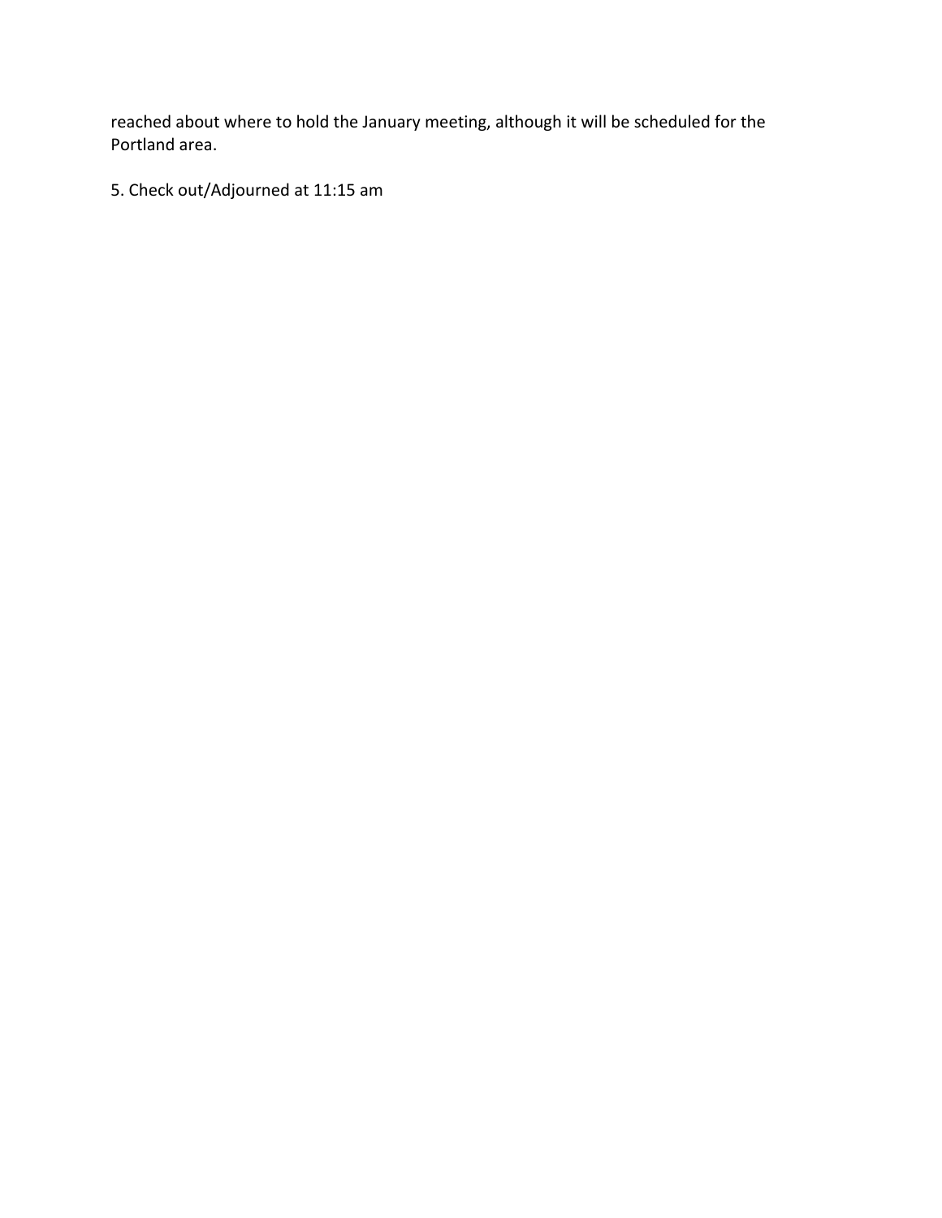reached about where to hold the January meeting, although it will be scheduled for the Portland area.

5. Check out/Adjourned at 11:15 am